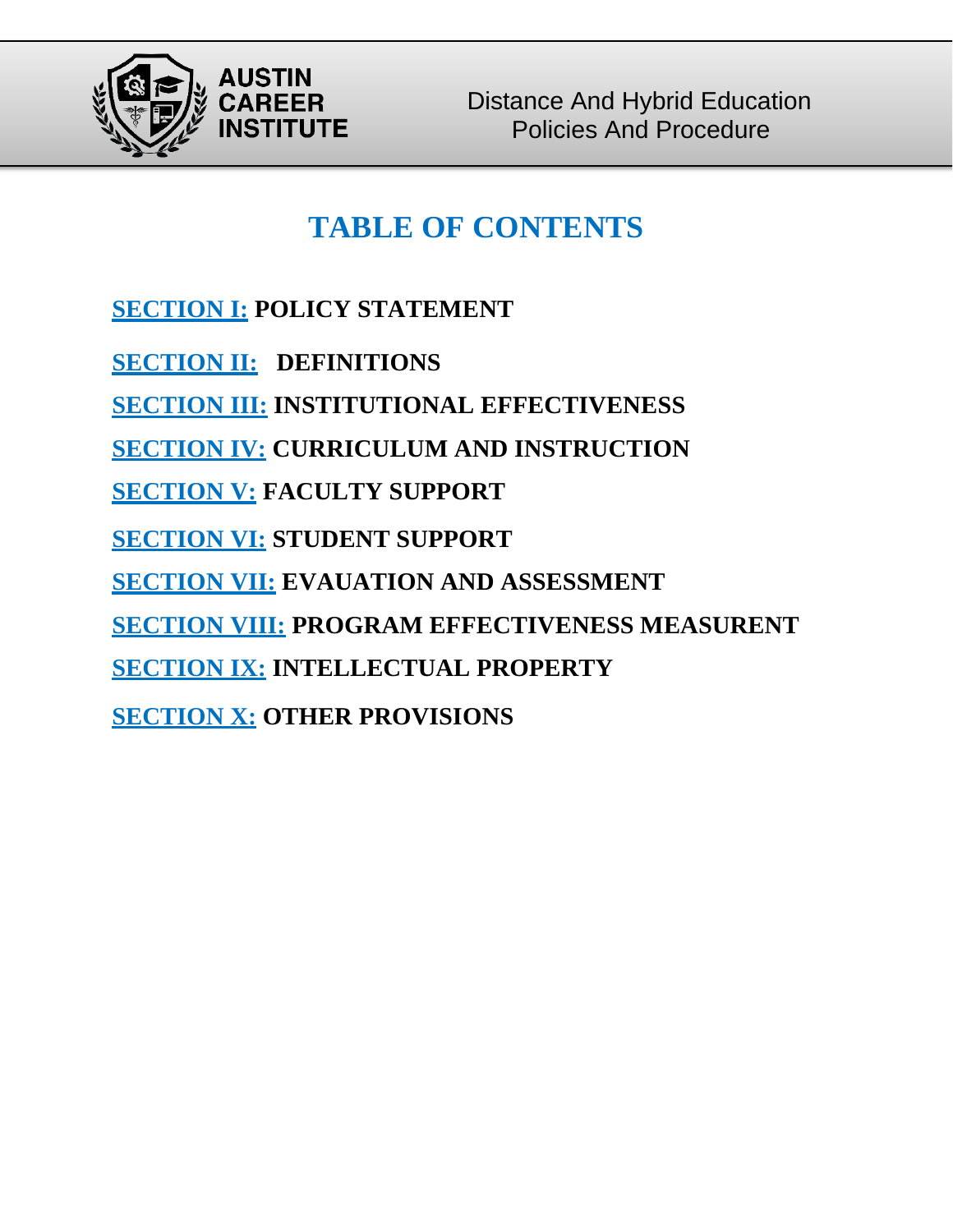# TABLE OF CONTENTS

**SECTION I: POLICY STATEMENT**

**SECTION II: DEFINITIONS**

**SECTION III: INSTITUTIONAL EFFECTIVENESS**

**SECTION IV: CURRICULUM AND INSTRUCTION**

**SECTION V: FACULTY SUPPORT**

**SECTION VI: STUDENT SUPPORT**

**SECTION VII: EVAUATION AND ASSESSMENT**

**SECTION VIII: PROGRAM EFFECTIVENESS MEASURENT**

**SECTION IX: INTELLECTUAL PROPERTY**

**SECTION X: OTHER PROVISIONS**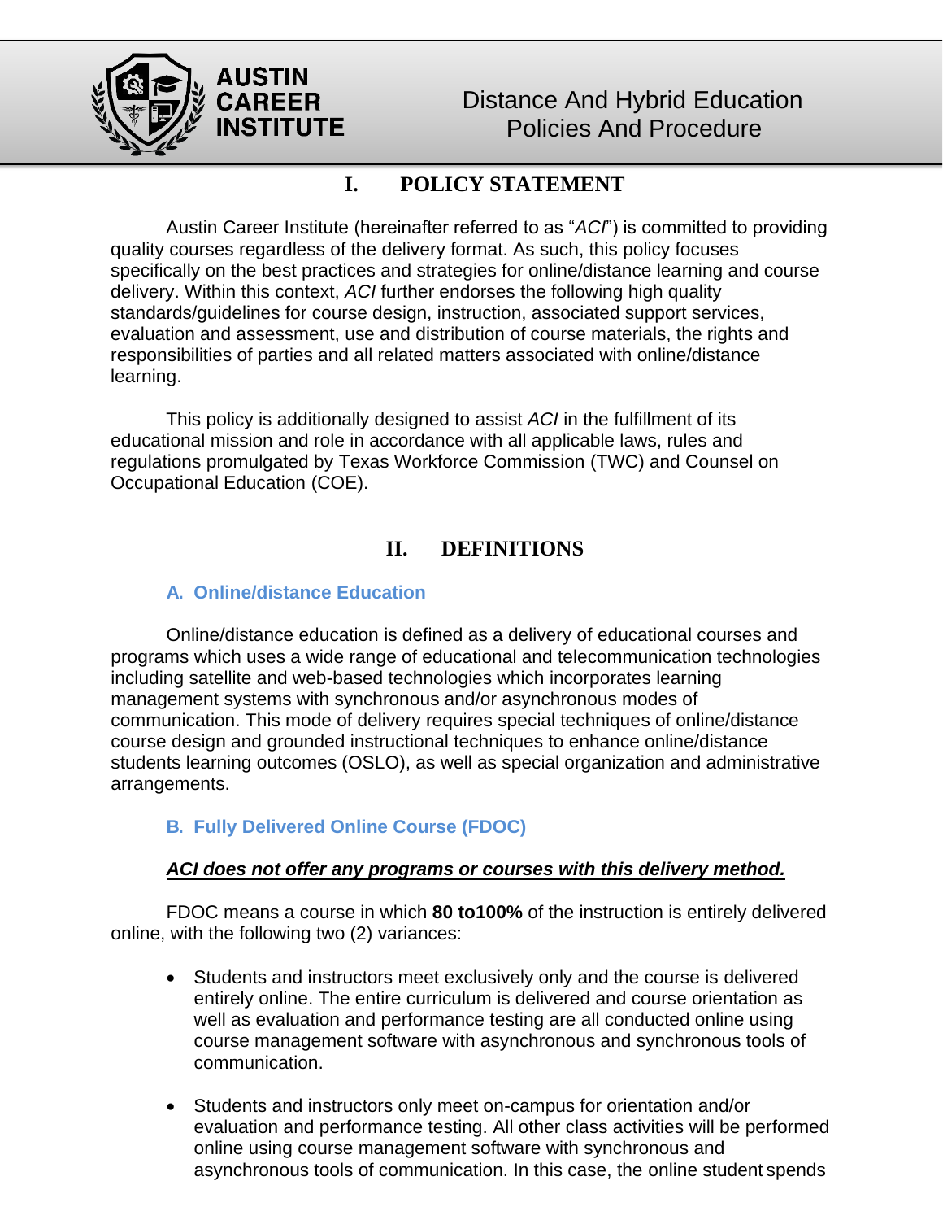# I. POLICY STATEMENT

Austin Career Institute (hereinafter referred to as "*ACI*") is committed to providing quality courses regardless of the delivery format. As such, this policy focuses specifically on the best practices and strategies for online/distance learning and course delivery. Within this context, *ACI* further endorses the following high quality standards/guidelines for course design, instruction, associated support services, evaluation and assessment, use and distribution of course materials, the rights and responsibilities of parties and all related matters associated with online/distance learning.

This policy is additionally designed to assist *ACI* in the fulfillment of its educational mission and role in accordance with all applicable laws, rules and regulations promulgated by Texas Workforce Commission (TWC) and Counsel on Occupational Education (COE).

# II. DEFINITIONS

### A. Online/distance Education

Online/distance education is defined as a delivery of educational courses and programs which uses a wide range of educational and telecommunication technologies including satellite and web-based technologies which incorporates learning management systems with synchronous and/or asynchronous modes of communication. This mode of delivery requires special techniques of online/distance course design and grounded instructional techniques to enhance online/distance students learning outcomes (OSLO), as well as special organization and administrative arrangements.

### B. Fully Delivered Online Course (FDOC)

***ACI does not offer any programs or courses with this delivery method.***

FDOC means a course in which **80 to100%** of the instruction is entirely delivered online, with the following two (2) variances:

- Students and instructors meet exclusively only and the course is delivered entirely online. The entire curriculum is delivered and course orientation as well as evaluation and performance testing are all conducted online using course management software with asynchronous and synchronous tools of communication.
- Students and instructors only meet on-campus for orientation and/or evaluation and performance testing. All other class activities will be performed online using course management software with synchronous and asynchronous tools of communication. In this case, the online student spends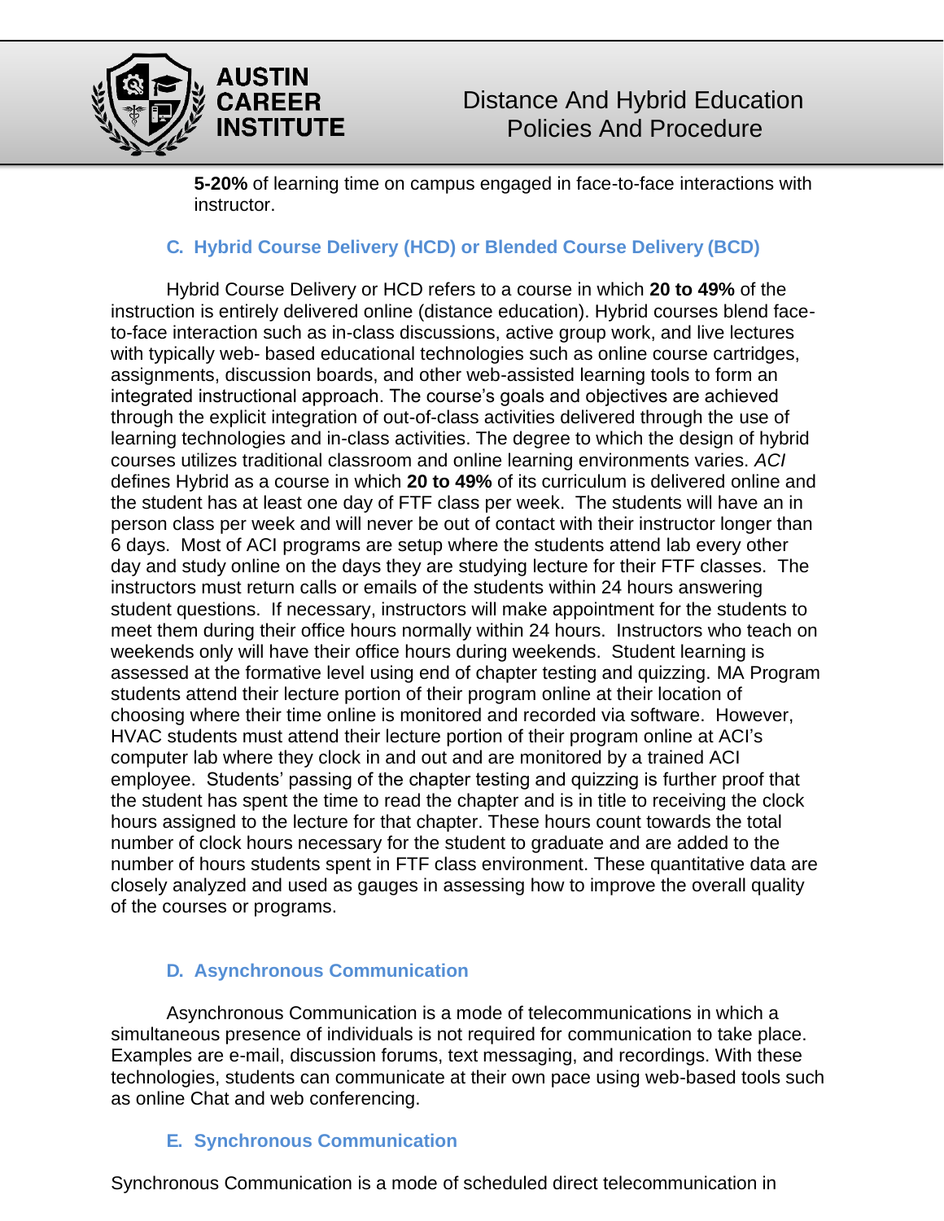**5-20%** of learning time on campus engaged in face-to-face interactions with instructor.

### C. Hybrid Course Delivery (HCD) or Blended Course Delivery (BCD)

Hybrid Course Delivery or HCD refers to a course in which **20 to 49%** of the instruction is entirely delivered online (distance education). Hybrid courses blend face-to-face interaction such as in-class discussions, active group work, and live lectures with typically web- based educational technologies such as online course cartridges, assignments, discussion boards, and other web-assisted learning tools to form an integrated instructional approach. The course's goals and objectives are achieved through the explicit integration of out-of-class activities delivered through the use of learning technologies and in-class activities. The degree to which the design of hybrid courses utilizes traditional classroom and online learning environments varies. *ACI* defines Hybrid as a course in which **20 to 49%** of its curriculum is delivered online and the student has at least one day of FTF class per week. The students will have an in person class per week and will never be out of contact with their instructor longer than 6 days. Most of ACI programs are setup where the students attend lab every other day and study online on the days they are studying lecture for their FTF classes. The instructors must return calls or emails of the students within 24 hours answering student questions. If necessary, instructors will make appointment for the students to meet them during their office hours normally within 24 hours. Instructors who teach on weekends only will have their office hours during weekends. Student learning is assessed at the formative level using end of chapter testing and quizzing. MA Program students attend their lecture portion of their program online at their location of choosing where their time online is monitored and recorded via software. However, HVAC students must attend their lecture portion of their program online at ACI's computer lab where they clock in and out and are monitored by a trained ACI employee. Students' passing of the chapter testing and quizzing is further proof that the student has spent the time to read the chapter and is in title to receiving the clock hours assigned to the lecture for that chapter. These hours count towards the total number of clock hours necessary for the student to graduate and are added to the number of hours students spent in FTF class environment. These quantitative data are closely analyzed and used as gauges in assessing how to improve the overall quality of the courses or programs.

### D. Asynchronous Communication

Asynchronous Communication is a mode of telecommunications in which a simultaneous presence of individuals is not required for communication to take place. Examples are e-mail, discussion forums, text messaging, and recordings. With these technologies, students can communicate at their own pace using web-based tools such as online Chat and web conferencing.

### E. Synchronous Communication

Synchronous Communication is a mode of scheduled direct telecommunication in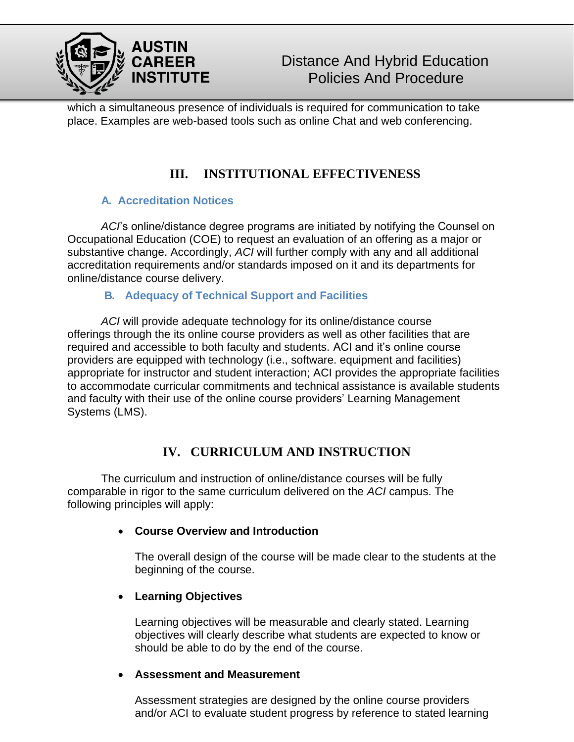which a simultaneous presence of individuals is required for communication to take place. Examples are web-based tools such as online Chat and web conferencing.

## III. INSTITUTIONAL EFFECTIVENESS

### A. Accreditation Notices

*ACI*'s online/distance degree programs are initiated by notifying the Counsel on Occupational Education (COE) to request an evaluation of an offering as a major or substantive change. Accordingly, *ACI* will further comply with any and all additional accreditation requirements and/or standards imposed on it and its departments for online/distance course delivery.

### B. Adequacy of Technical Support and Facilities

*ACI* will provide adequate technology for its online/distance course offerings through the its online course providers as well as other facilities that are required and accessible to both faculty and students. ACI and it's online course providers are equipped with technology (i.e., software. equipment and facilities) appropriate for instructor and student interaction; ACI provides the appropriate facilities to accommodate curricular commitments and technical assistance is available students and faculty with their use of the online course providers' Learning Management Systems (LMS).

## IV. CURRICULUM AND INSTRUCTION

The curriculum and instruction of online/distance courses will be fully comparable in rigor to the same curriculum delivered on the *ACI* campus. The following principles will apply:

- **Course Overview and Introduction**

  The overall design of the course will be made clear to the students at the beginning of the course.

- **Learning Objectives**

  Learning objectives will be measurable and clearly stated. Learning objectives will clearly describe what students are expected to know or should be able to do by the end of the course.

- **Assessment and Measurement**

  Assessment strategies are designed by the online course providers and/or ACI to evaluate student progress by reference to stated learning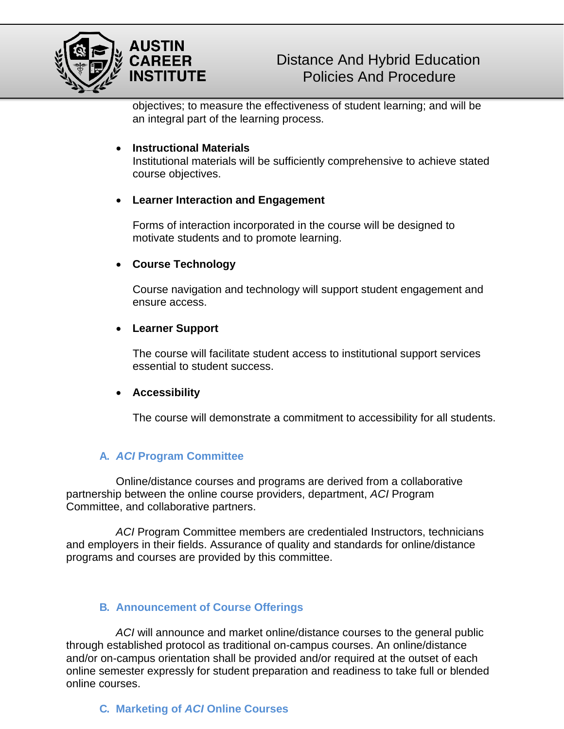objectives; to measure the effectiveness of student learning; and will be an integral part of the learning process.

- **Instructional Materials**
  Institutional materials will be sufficiently comprehensive to achieve stated course objectives.

- **Learner Interaction and Engagement**

  Forms of interaction incorporated in the course will be designed to motivate students and to promote learning.

- **Course Technology**

  Course navigation and technology will support student engagement and ensure access.

- **Learner Support**

  The course will facilitate student access to institutional support services essential to student success.

- **Accessibility**

  The course will demonstrate a commitment to accessibility for all students.

### A. *ACI* Program Committee

Online/distance courses and programs are derived from a collaborative partnership between the online course providers, department, *ACI* Program Committee, and collaborative partners.

*ACI* Program Committee members are credentialed Instructors, technicians and employers in their fields. Assurance of quality and standards for online/distance programs and courses are provided by this committee.

### B. Announcement of Course Offerings

*ACI* will announce and market online/distance courses to the general public through established protocol as traditional on-campus courses. An online/distance and/or on-campus orientation shall be provided and/or required at the outset of each online semester expressly for student preparation and readiness to take full or blended online courses.

### C. Marketing of *ACI* Online Courses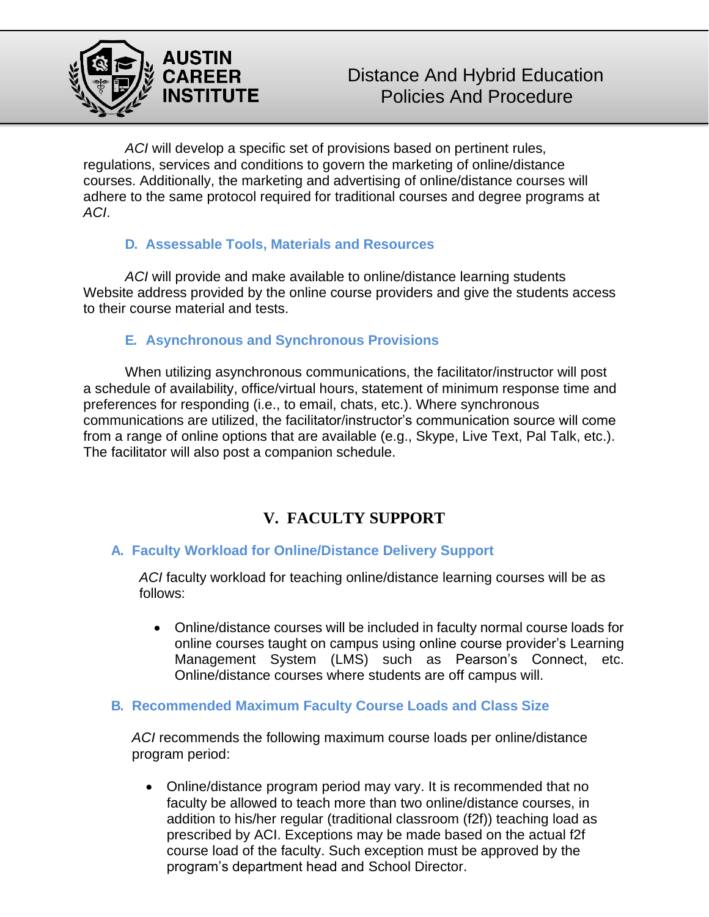*ACI* will develop a specific set of provisions based on pertinent rules, regulations, services and conditions to govern the marketing of online/distance courses. Additionally, the marketing and advertising of online/distance courses will adhere to the same protocol required for traditional courses and degree programs at *ACI*.

### D. Assessable Tools, Materials and Resources

*ACI* will provide and make available to online/distance learning students Website address provided by the online course providers and give the students access to their course material and tests.

### E. Asynchronous and Synchronous Provisions

When utilizing asynchronous communications, the facilitator/instructor will post a schedule of availability, office/virtual hours, statement of minimum response time and preferences for responding (i.e., to email, chats, etc.). Where synchronous communications are utilized, the facilitator/instructor's communication source will come from a range of online options that are available (e.g., Skype, Live Text, Pal Talk, etc.). The facilitator will also post a companion schedule.

## V. FACULTY SUPPORT

### A. Faculty Workload for Online/Distance Delivery Support

*ACI* faculty workload for teaching online/distance learning courses will be as follows:

- Online/distance courses will be included in faculty normal course loads for online courses taught on campus using online course provider's Learning Management System (LMS) such as Pearson's Connect, etc. Online/distance courses where students are off campus will.

### B. Recommended Maximum Faculty Course Loads and Class Size

*ACI* recommends the following maximum course loads per online/distance program period:

- Online/distance program period may vary. It is recommended that no faculty be allowed to teach more than two online/distance courses, in addition to his/her regular (traditional classroom (f2f)) teaching load as prescribed by ACI. Exceptions may be made based on the actual f2f course load of the faculty. Such exception must be approved by the program's department head and School Director.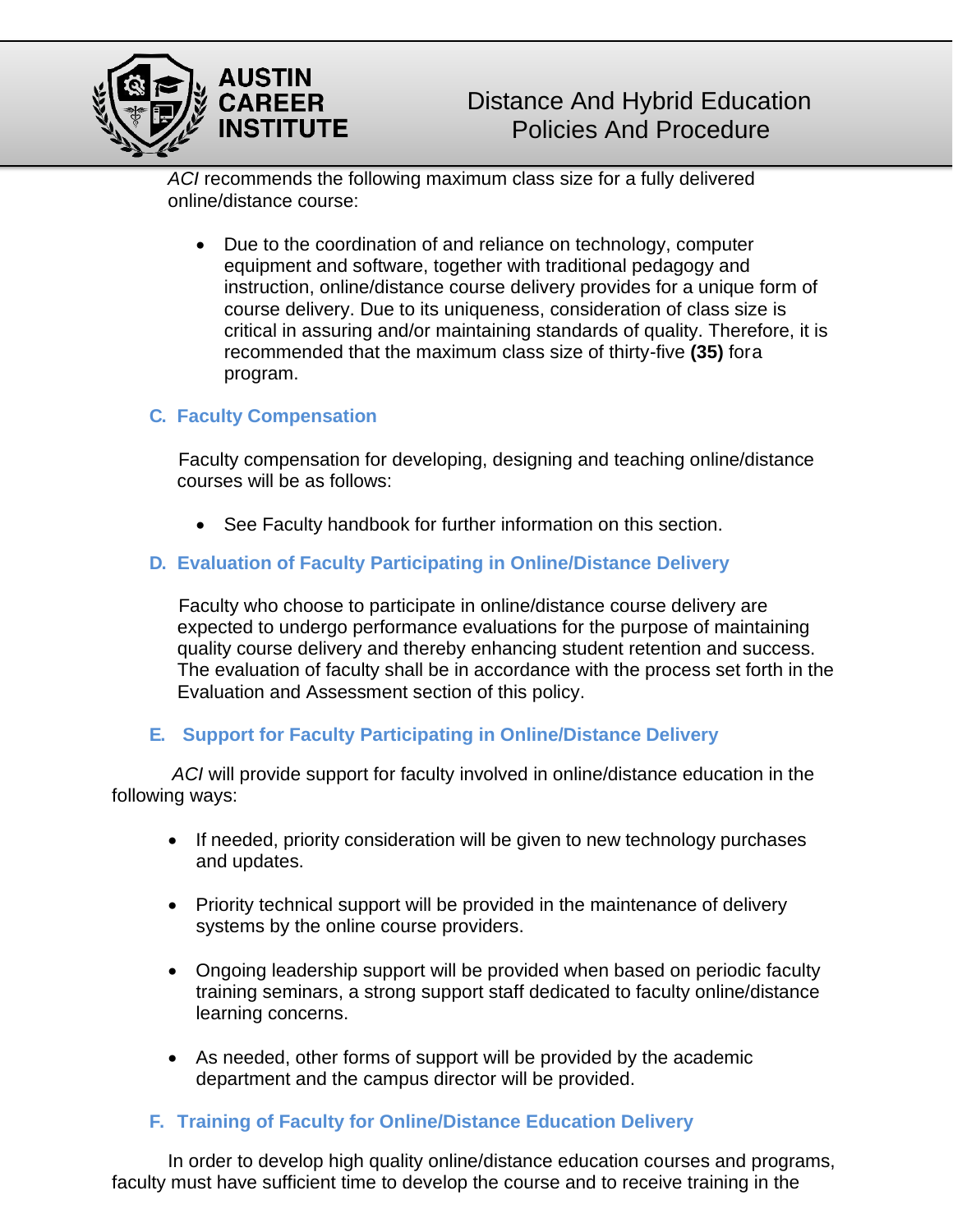*ACI* recommends the following maximum class size for a fully delivered online/distance course:

- Due to the coordination of and reliance on technology, computer equipment and software, together with traditional pedagogy and instruction, online/distance course delivery provides for a unique form of course delivery. Due to its uniqueness, consideration of class size is critical in assuring and/or maintaining standards of quality. Therefore, it is recommended that the maximum class size of thirty-five **(35)** fora program.

### C. Faculty Compensation

Faculty compensation for developing, designing and teaching online/distance courses will be as follows:

- See Faculty handbook for further information on this section.

### D. Evaluation of Faculty Participating in Online/Distance Delivery

Faculty who choose to participate in online/distance course delivery are expected to undergo performance evaluations for the purpose of maintaining quality course delivery and thereby enhancing student retention and success. The evaluation of faculty shall be in accordance with the process set forth in the Evaluation and Assessment section of this policy.

### E. Support for Faculty Participating in Online/Distance Delivery

*ACI* will provide support for faculty involved in online/distance education in the following ways:

- If needed, priority consideration will be given to new technology purchases and updates.
- Priority technical support will be provided in the maintenance of delivery systems by the online course providers.
- Ongoing leadership support will be provided when based on periodic faculty training seminars, a strong support staff dedicated to faculty online/distance learning concerns.
- As needed, other forms of support will be provided by the academic department and the campus director will be provided.

### F. Training of Faculty for Online/Distance Education Delivery

In order to develop high quality online/distance education courses and programs, faculty must have sufficient time to develop the course and to receive training in the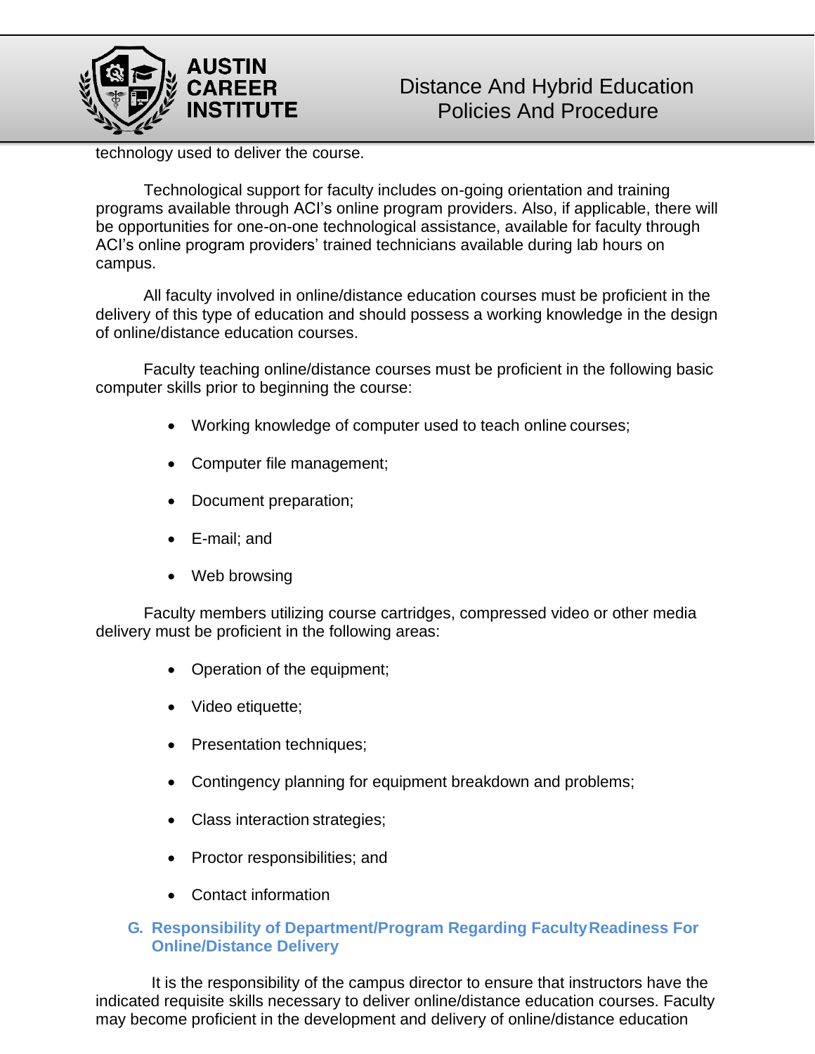technology used to deliver the course.

Technological support for faculty includes on-going orientation and training programs available through ACI's online program providers. Also, if applicable, there will be opportunities for one-on-one technological assistance, available for faculty through ACI's online program providers' trained technicians available during lab hours on campus.

All faculty involved in online/distance education courses must be proficient in the delivery of this type of education and should possess a working knowledge in the design of online/distance education courses.

Faculty teaching online/distance courses must be proficient in the following basic computer skills prior to beginning the course:

- Working knowledge of computer used to teach online courses;
- Computer file management;
- Document preparation;
- E-mail; and
- Web browsing

Faculty members utilizing course cartridges, compressed video or other media delivery must be proficient in the following areas:

- Operation of the equipment;
- Video etiquette;
- Presentation techniques;
- Contingency planning for equipment breakdown and problems;
- Class interaction strategies;
- Proctor responsibilities; and
- Contact information

### G. Responsibility of Department/Program Regarding Faculty Readiness For Online/Distance Delivery

It is the responsibility of the campus director to ensure that instructors have the indicated requisite skills necessary to deliver online/distance education courses. Faculty may become proficient in the development and delivery of online/distance education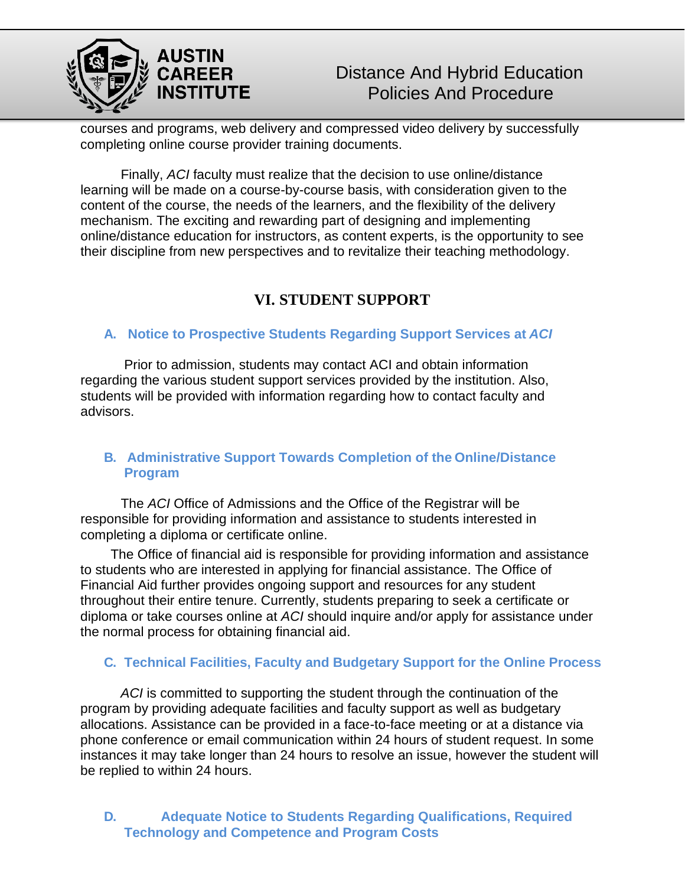courses and programs, web delivery and compressed video delivery by successfully completing online course provider training documents.

Finally, *ACI* faculty must realize that the decision to use online/distance learning will be made on a course-by-course basis, with consideration given to the content of the course, the needs of the learners, and the flexibility of the delivery mechanism. The exciting and rewarding part of designing and implementing online/distance education for instructors, as content experts, is the opportunity to see their discipline from new perspectives and to revitalize their teaching methodology.

## VI. STUDENT SUPPORT

### A. Notice to Prospective Students Regarding Support Services at *ACI*

Prior to admission, students may contact ACI and obtain information regarding the various student support services provided by the institution. Also, students will be provided with information regarding how to contact faculty and advisors.

### B. Administrative Support Towards Completion of the Online/Distance Program

The *ACI* Office of Admissions and the Office of the Registrar will be responsible for providing information and assistance to students interested in completing a diploma or certificate online.

The Office of financial aid is responsible for providing information and assistance to students who are interested in applying for financial assistance. The Office of Financial Aid further provides ongoing support and resources for any student throughout their entire tenure. Currently, students preparing to seek a certificate or diploma or take courses online at *ACI* should inquire and/or apply for assistance under the normal process for obtaining financial aid.

### C. Technical Facilities, Faculty and Budgetary Support for the Online Process

*ACI* is committed to supporting the student through the continuation of the program by providing adequate facilities and faculty support as well as budgetary allocations. Assistance can be provided in a face-to-face meeting or at a distance via phone conference or email communication within 24 hours of student request. In some instances it may take longer than 24 hours to resolve an issue, however the student will be replied to within 24 hours.

### D. Adequate Notice to Students Regarding Qualifications, Required Technology and Competence and Program Costs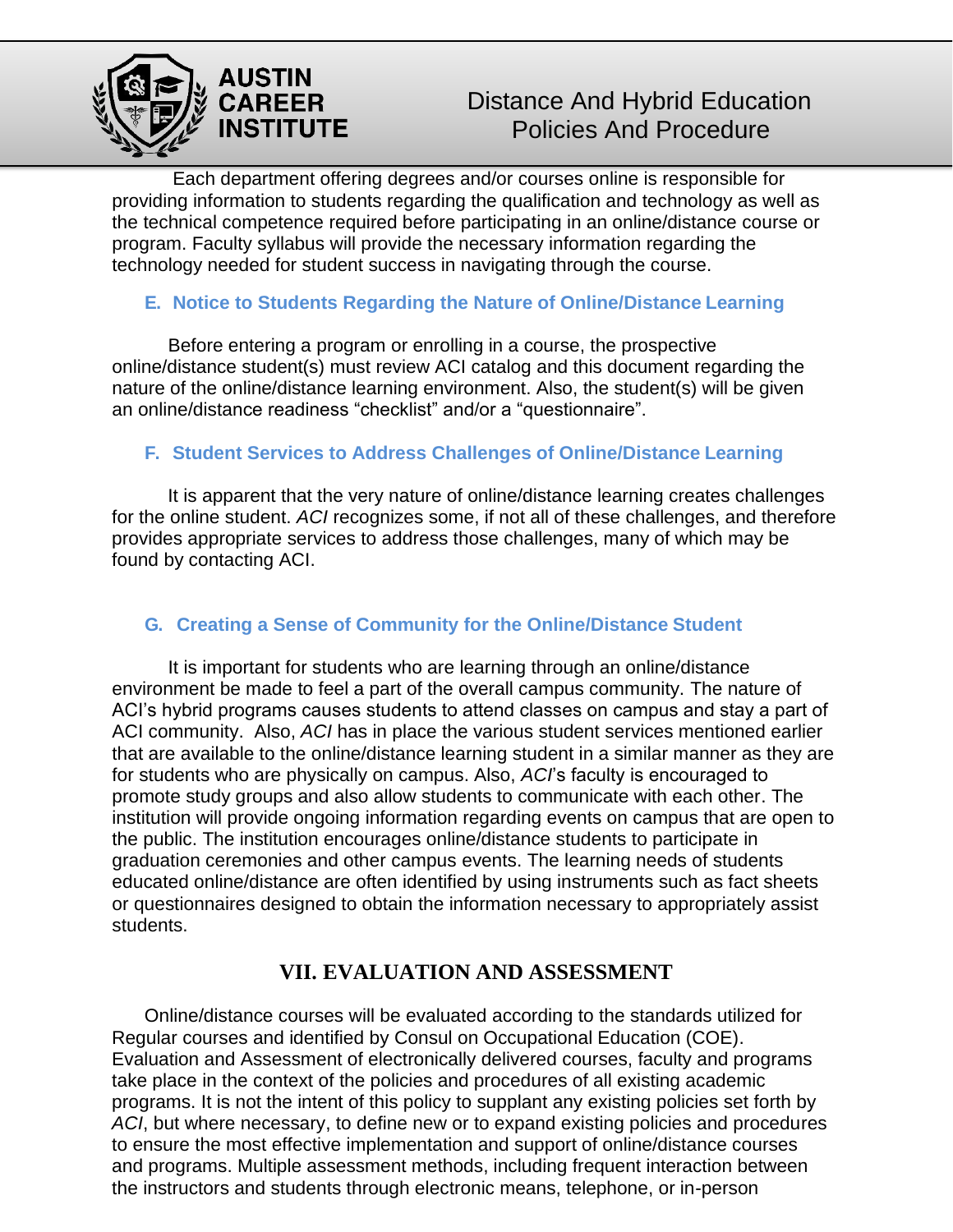Each department offering degrees and/or courses online is responsible for providing information to students regarding the qualification and technology as well as the technical competence required before participating in an online/distance course or program. Faculty syllabus will provide the necessary information regarding the technology needed for student success in navigating through the course.

### E. Notice to Students Regarding the Nature of Online/Distance Learning

Before entering a program or enrolling in a course, the prospective online/distance student(s) must review ACI catalog and this document regarding the nature of the online/distance learning environment. Also, the student(s) will be given an online/distance readiness "checklist" and/or a "questionnaire".

### F. Student Services to Address Challenges of Online/Distance Learning

It is apparent that the very nature of online/distance learning creates challenges for the online student. *ACI* recognizes some, if not all of these challenges, and therefore provides appropriate services to address those challenges, many of which may be found by contacting ACI.

### G. Creating a Sense of Community for the Online/Distance Student

It is important for students who are learning through an online/distance environment be made to feel a part of the overall campus community. The nature of ACI's hybrid programs causes students to attend classes on campus and stay a part of ACI community. Also, *ACI* has in place the various student services mentioned earlier that are available to the online/distance learning student in a similar manner as they are for students who are physically on campus. Also, *ACI*'s faculty is encouraged to promote study groups and also allow students to communicate with each other. The institution will provide ongoing information regarding events on campus that are open to the public. The institution encourages online/distance students to participate in graduation ceremonies and other campus events. The learning needs of students educated online/distance are often identified by using instruments such as fact sheets or questionnaires designed to obtain the information necessary to appropriately assist students.

## VII. EVALUATION AND ASSESSMENT

Online/distance courses will be evaluated according to the standards utilized for Regular courses and identified by Consul on Occupational Education (COE). Evaluation and Assessment of electronically delivered courses, faculty and programs take place in the context of the policies and procedures of all existing academic programs. It is not the intent of this policy to supplant any existing policies set forth by *ACI*, but where necessary, to define new or to expand existing policies and procedures to ensure the most effective implementation and support of online/distance courses and programs. Multiple assessment methods, including frequent interaction between the instructors and students through electronic means, telephone, or in-person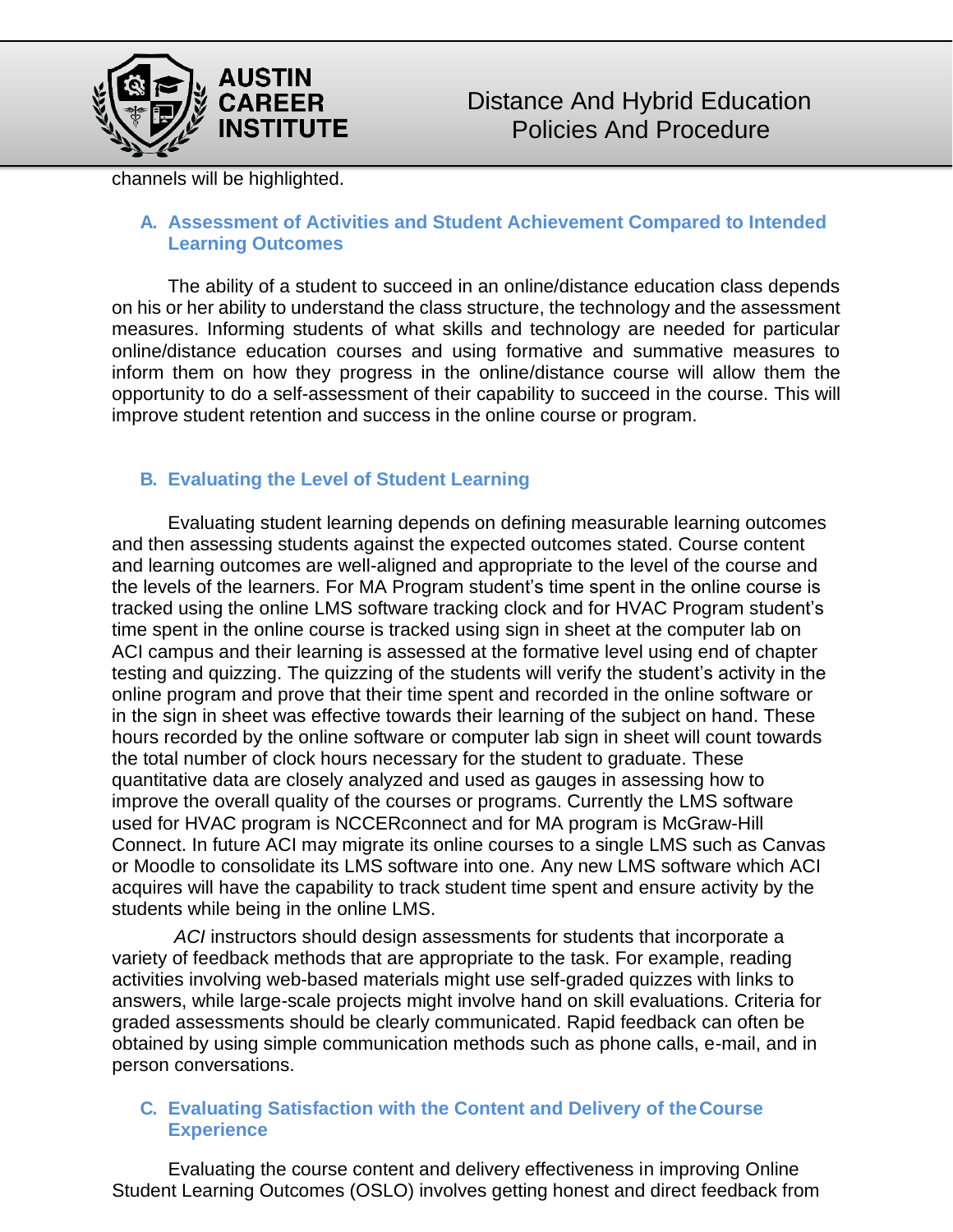channels will be highlighted.

### A. Assessment of Activities and Student Achievement Compared to Intended Learning Outcomes

The ability of a student to succeed in an online/distance education class depends on his or her ability to understand the class structure, the technology and the assessment measures. Informing students of what skills and technology are needed for particular online/distance education courses and using formative and summative measures to inform them on how they progress in the online/distance course will allow them the opportunity to do a self-assessment of their capability to succeed in the course. This will improve student retention and success in the online course or program.

### B. Evaluating the Level of Student Learning

Evaluating student learning depends on defining measurable learning outcomes and then assessing students against the expected outcomes stated. Course content and learning outcomes are well-aligned and appropriate to the level of the course and the levels of the learners. For MA Program student's time spent in the online course is tracked using the online LMS software tracking clock and for HVAC Program student's time spent in the online course is tracked using sign in sheet at the computer lab on ACI campus and their learning is assessed at the formative level using end of chapter testing and quizzing. The quizzing of the students will verify the student's activity in the online program and prove that their time spent and recorded in the online software or in the sign in sheet was effective towards their learning of the subject on hand. These hours recorded by the online software or computer lab sign in sheet will count towards the total number of clock hours necessary for the student to graduate. These quantitative data are closely analyzed and used as gauges in assessing how to improve the overall quality of the courses or programs. Currently the LMS software used for HVAC program is NCCERconnect and for MA program is McGraw-Hill Connect. In future ACI may migrate its online courses to a single LMS such as Canvas or Moodle to consolidate its LMS software into one. Any new LMS software which ACI acquires will have the capability to track student time spent and ensure activity by the students while being in the online LMS.

*ACI* instructors should design assessments for students that incorporate a variety of feedback methods that are appropriate to the task. For example, reading activities involving web-based materials might use self-graded quizzes with links to answers, while large-scale projects might involve hand on skill evaluations. Criteria for graded assessments should be clearly communicated. Rapid feedback can often be obtained by using simple communication methods such as phone calls, e-mail, and in person conversations.

### C. Evaluating Satisfaction with the Content and Delivery of the Course Experience

Evaluating the course content and delivery effectiveness in improving Online Student Learning Outcomes (OSLO) involves getting honest and direct feedback from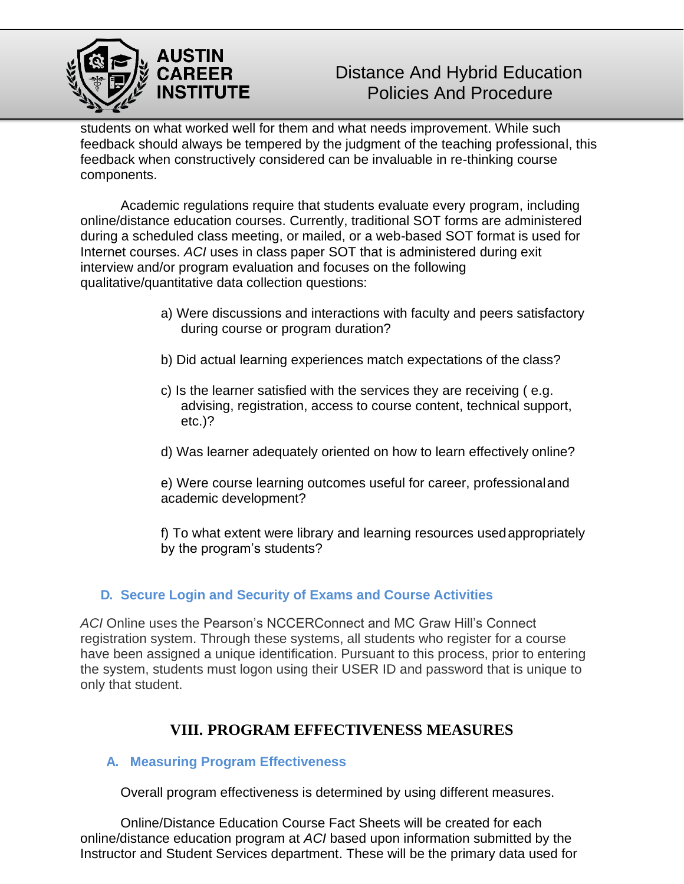students on what worked well for them and what needs improvement. While such feedback should always be tempered by the judgment of the teaching professional, this feedback when constructively considered can be invaluable in re-thinking course components.

Academic regulations require that students evaluate every program, including online/distance education courses. Currently, traditional SOT forms are administered during a scheduled class meeting, or mailed, or a web-based SOT format is used for Internet courses. *ACI* uses in class paper SOT that is administered during exit interview and/or program evaluation and focuses on the following qualitative/quantitative data collection questions:

a) Were discussions and interactions with faculty and peers satisfactory during course or program duration?

b) Did actual learning experiences match expectations of the class?

c) Is the learner satisfied with the services they are receiving ( e.g. advising, registration, access to course content, technical support, etc.)?

d) Was learner adequately oriented on how to learn effectively online?

e) Were course learning outcomes useful for career, professional and academic development?

f) To what extent were library and learning resources used appropriately by the program's students?

### D. Secure Login and Security of Exams and Course Activities

*ACI* Online uses the Pearson's NCCERConnect and MC Graw Hill's Connect registration system. Through these systems, all students who register for a course have been assigned a unique identification. Pursuant to this process, prior to entering the system, students must logon using their USER ID and password that is unique to only that student.

## VIII. PROGRAM EFFECTIVENESS MEASURES

### A. Measuring Program Effectiveness

Overall program effectiveness is determined by using different measures.

Online/Distance Education Course Fact Sheets will be created for each online/distance education program at *ACI* based upon information submitted by the Instructor and Student Services department. These will be the primary data used for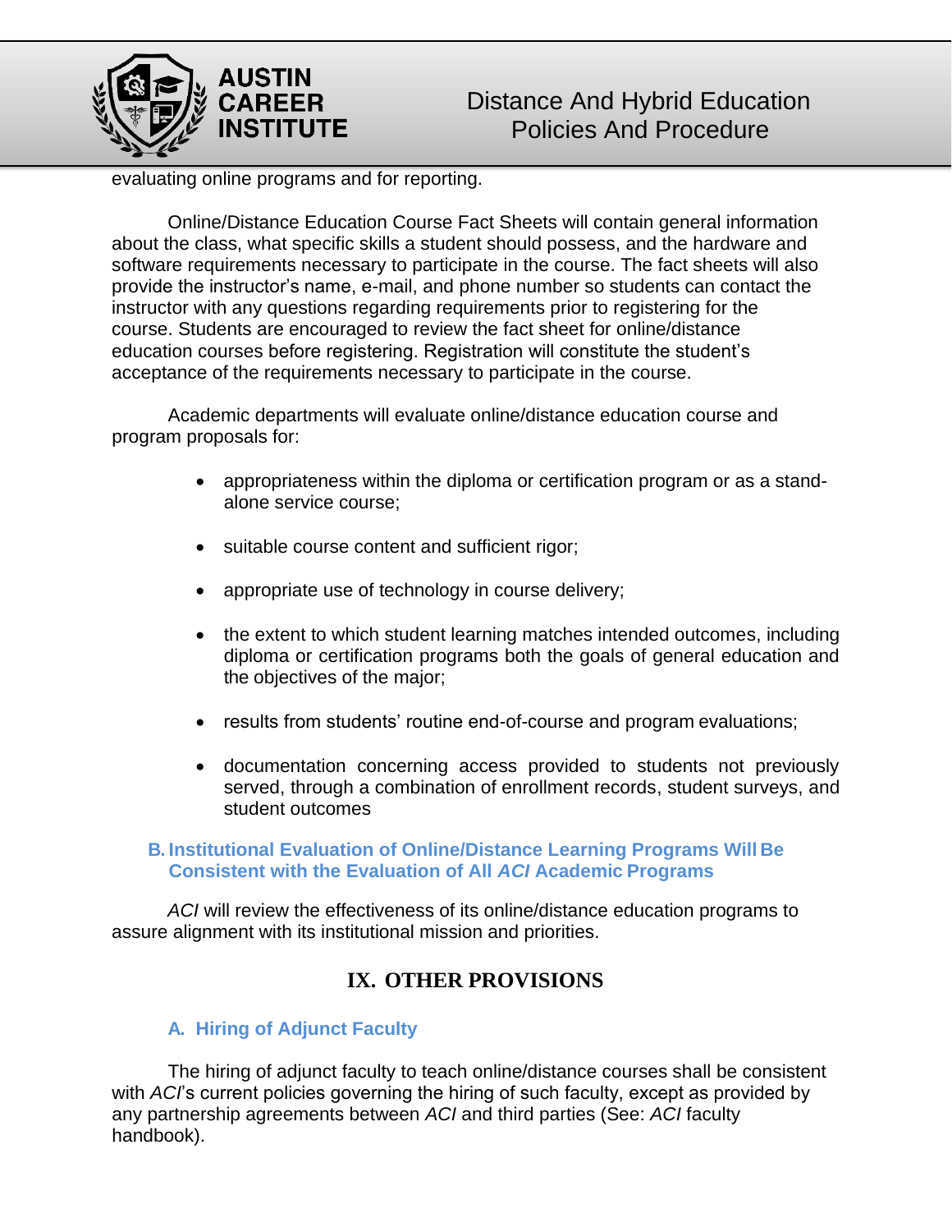evaluating online programs and for reporting.

Online/Distance Education Course Fact Sheets will contain general information about the class, what specific skills a student should possess, and the hardware and software requirements necessary to participate in the course. The fact sheets will also provide the instructor's name, e-mail, and phone number so students can contact the instructor with any questions regarding requirements prior to registering for the course. Students are encouraged to review the fact sheet for online/distance education courses before registering. Registration will constitute the student's acceptance of the requirements necessary to participate in the course.

Academic departments will evaluate online/distance education course and program proposals for:

- appropriateness within the diploma or certification program or as a stand-alone service course;
- suitable course content and sufficient rigor;
- appropriate use of technology in course delivery;
- the extent to which student learning matches intended outcomes, including diploma or certification programs both the goals of general education and the objectives of the major;
- results from students' routine end-of-course and program evaluations;
- documentation concerning access provided to students not previously served, through a combination of enrollment records, student surveys, and student outcomes

### B. Institutional Evaluation of Online/Distance Learning Programs Will Be Consistent with the Evaluation of All *ACI* Academic Programs

*ACI* will review the effectiveness of its online/distance education programs to assure alignment with its institutional mission and priorities.

## IX. OTHER PROVISIONS

### A. Hiring of Adjunct Faculty

The hiring of adjunct faculty to teach online/distance courses shall be consistent with *ACI*'s current policies governing the hiring of such faculty, except as provided by any partnership agreements between *ACI* and third parties (See: *ACI* faculty handbook).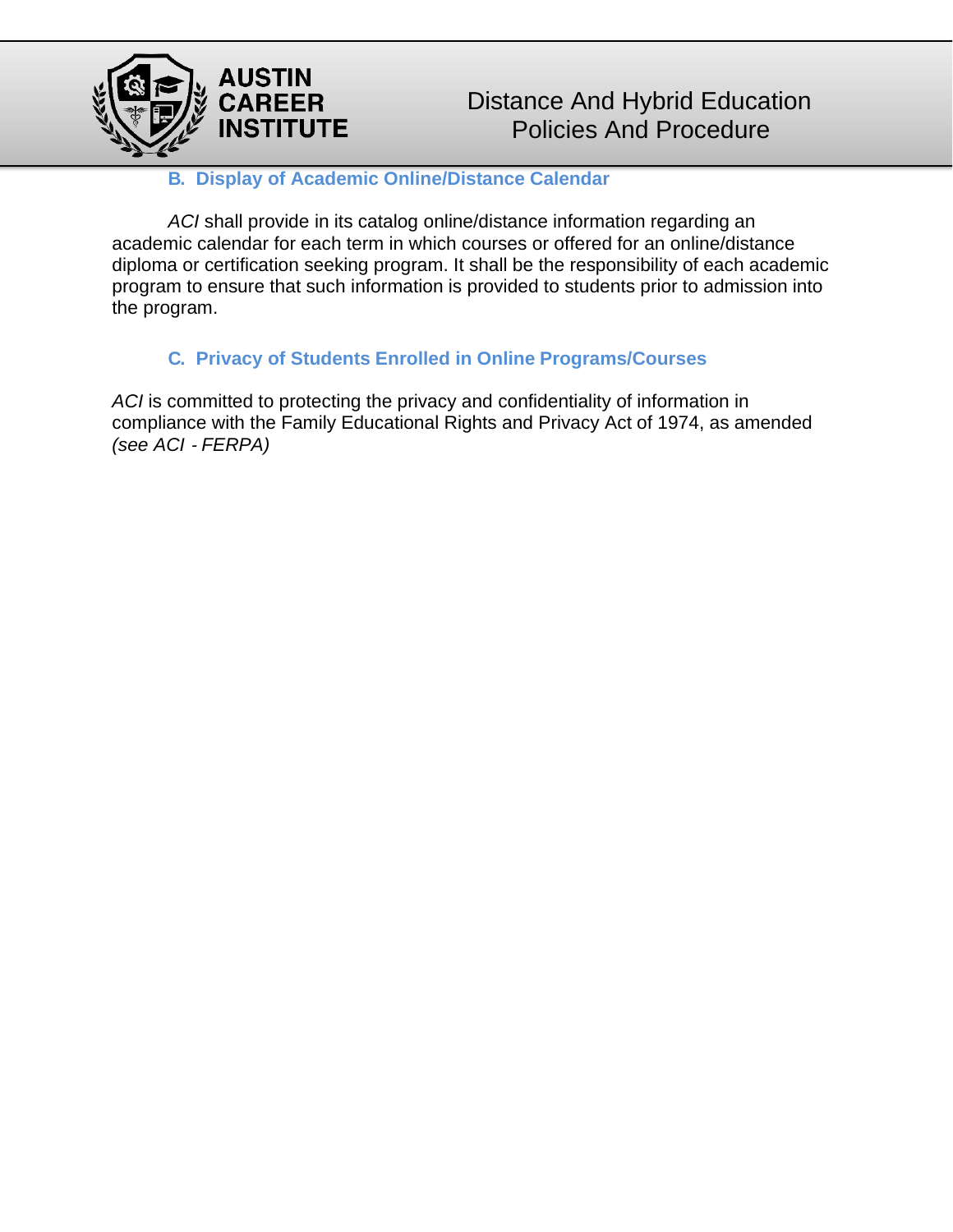### B. Display of Academic Online/Distance Calendar

*ACI* shall provide in its catalog online/distance information regarding an academic calendar for each term in which courses or offered for an online/distance diploma or certification seeking program. It shall be the responsibility of each academic program to ensure that such information is provided to students prior to admission into the program.

### C. Privacy of Students Enrolled in Online Programs/Courses

*ACI* is committed to protecting the privacy and confidentiality of information in compliance with the Family Educational Rights and Privacy Act of 1974, as amended *(see ACI - FERPA)*